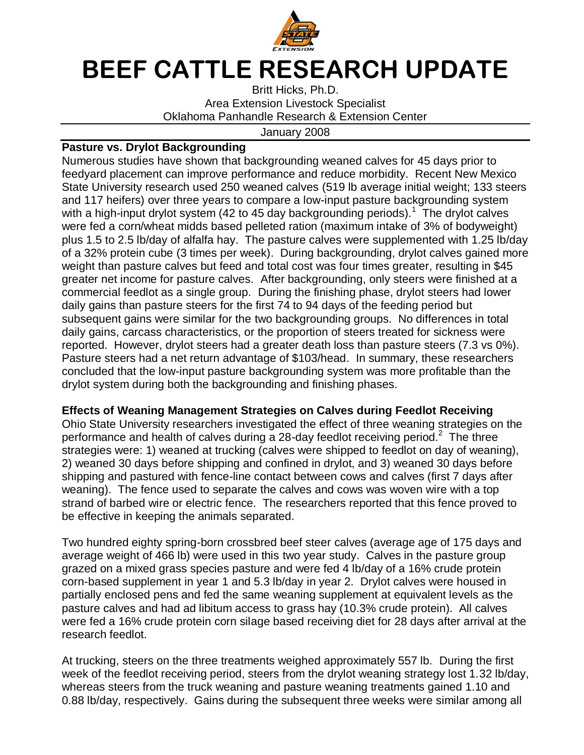# BEEF CATTLE RESEARCH UPDATE

Britt Hicks, Ph.D.
Area Extension Livestock Specialist
Oklahoma Panhandle Research & Extension Center

January 2008

**Pasture vs. Drylot Backgrounding**

Numerous studies have shown that backgrounding weaned calves for 45 days prior to feedyard placement can improve performance and reduce morbidity. Recent New Mexico State University research used 250 weaned calves (519 lb average initial weight; 133 steers and 117 heifers) over three years to compare a low-input pasture backgrounding system with a high-input drylot system (42 to 45 day backgrounding periods).[1] The drylot calves were fed a corn/wheat midds based pelleted ration (maximum intake of 3% of bodyweight) plus 1.5 to 2.5 lb/day of alfalfa hay. The pasture calves were supplemented with 1.25 lb/day of a 32% protein cube (3 times per week). During backgrounding, drylot calves gained more weight than pasture calves but feed and total cost was four times greater, resulting in $45 greater net income for pasture calves. After backgrounding, only steers were finished at a commercial feedlot as a single group. During the finishing phase, drylot steers had lower daily gains than pasture steers for the first 74 to 94 days of the feeding period but subsequent gains were similar for the two backgrounding groups. No differences in total daily gains, carcass characteristics, or the proportion of steers treated for sickness were reported. However, drylot steers had a greater death loss than pasture steers (7.3 vs 0%). Pasture steers had a net return advantage of $103/head. In summary, these researchers concluded that the low-input pasture backgrounding system was more profitable than the drylot system during both the backgrounding and finishing phases.

**Effects of Weaning Management Strategies on Calves during Feedlot Receiving**

Ohio State University researchers investigated the effect of three weaning strategies on the performance and health of calves during a 28-day feedlot receiving period.[2] The three strategies were: 1) weaned at trucking (calves were shipped to feedlot on day of weaning), 2) weaned 30 days before shipping and confined in drylot, and 3) weaned 30 days before shipping and pastured with fence-line contact between cows and calves (first 7 days after weaning). The fence used to separate the calves and cows was woven wire with a top strand of barbed wire or electric fence. The researchers reported that this fence proved to be effective in keeping the animals separated.

Two hundred eighty spring-born crossbred beef steer calves (average age of 175 days and average weight of 466 lb) were used in this two year study. Calves in the pasture group grazed on a mixed grass species pasture and were fed 4 lb/day of a 16% crude protein corn-based supplement in year 1 and 5.3 lb/day in year 2. Drylot calves were housed in partially enclosed pens and fed the same weaning supplement at equivalent levels as the pasture calves and had ad libitum access to grass hay (10.3% crude protein). All calves were fed a 16% crude protein corn silage based receiving diet for 28 days after arrival at the research feedlot.

At trucking, steers on the three treatments weighed approximately 557 lb. During the first week of the feedlot receiving period, steers from the drylot weaning strategy lost 1.32 lb/day, whereas steers from the truck weaning and pasture weaning treatments gained 1.10 and 0.88 lb/day, respectively. Gains during the subsequent three weeks were similar among all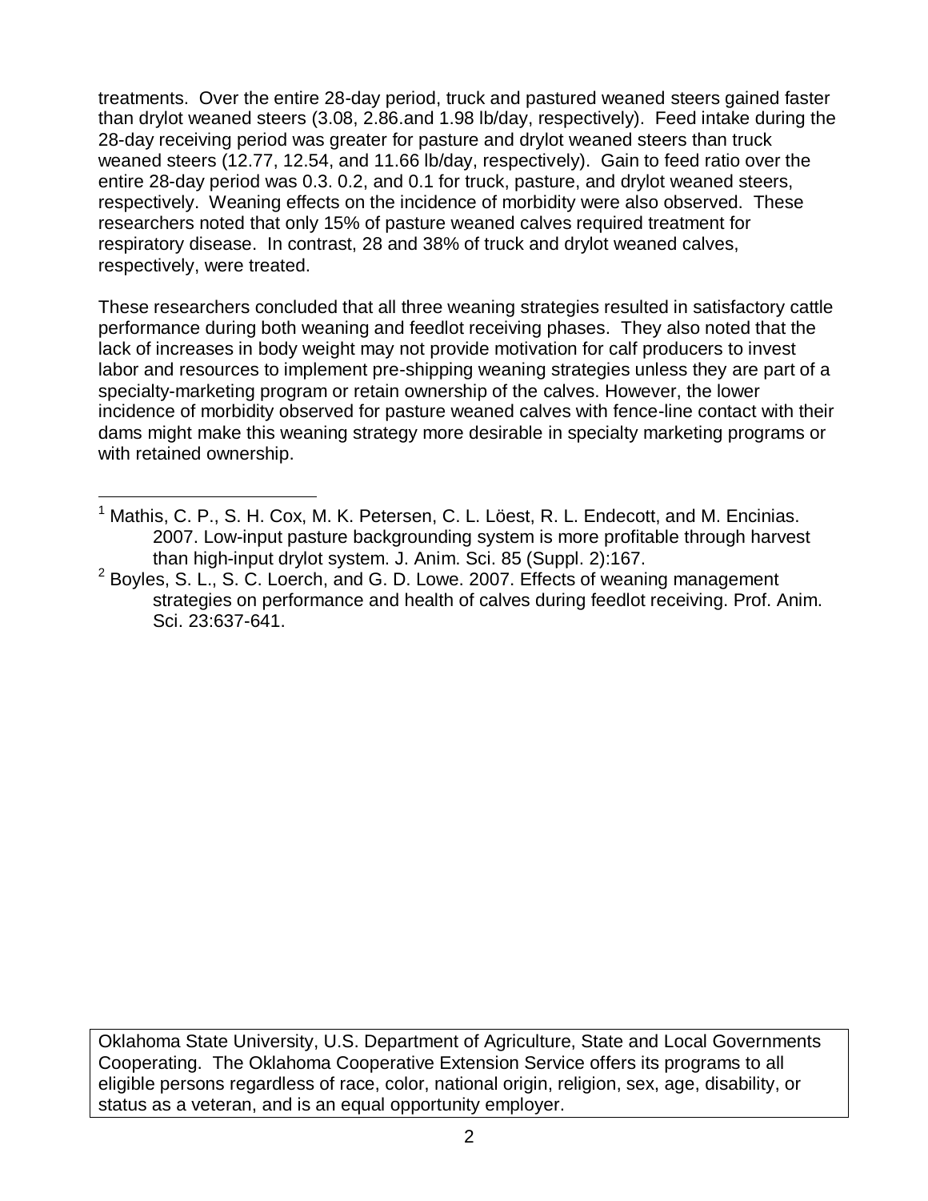treatments. Over the entire 28-day period, truck and pastured weaned steers gained faster than drylot weaned steers (3.08, 2.86.and 1.98 lb/day, respectively). Feed intake during the 28-day receiving period was greater for pasture and drylot weaned steers than truck weaned steers (12.77, 12.54, and 11.66 lb/day, respectively). Gain to feed ratio over the entire 28-day period was 0.3. 0.2, and 0.1 for truck, pasture, and drylot weaned steers, respectively. Weaning effects on the incidence of morbidity were also observed. These researchers noted that only 15% of pasture weaned calves required treatment for respiratory disease. In contrast, 28 and 38% of truck and drylot weaned calves, respectively, were treated.

These researchers concluded that all three weaning strategies resulted in satisfactory cattle performance during both weaning and feedlot receiving phases. They also noted that the lack of increases in body weight may not provide motivation for calf producers to invest labor and resources to implement pre-shipping weaning strategies unless they are part of a specialty-marketing program or retain ownership of the calves. However, the lower incidence of morbidity observed for pasture weaned calves with fence-line contact with their dams might make this weaning strategy more desirable in specialty marketing programs or with retained ownership.

---

[1] Mathis, C. P., S. H. Cox, M. K. Petersen, C. L. Löest, R. L. Endecott, and M. Encinias. 2007. Low-input pasture backgrounding system is more profitable through harvest than high-input drylot system. J. Anim. Sci. 85 (Suppl. 2):167.

[2] Boyles, S. L., S. C. Loerch, and G. D. Lowe. 2007. Effects of weaning management strategies on performance and health of calves during feedlot receiving. Prof. Anim. Sci. 23:637-641.

Oklahoma State University, U.S. Department of Agriculture, State and Local Governments Cooperating. The Oklahoma Cooperative Extension Service offers its programs to all eligible persons regardless of race, color, national origin, religion, sex, age, disability, or status as a veteran, and is an equal opportunity employer.